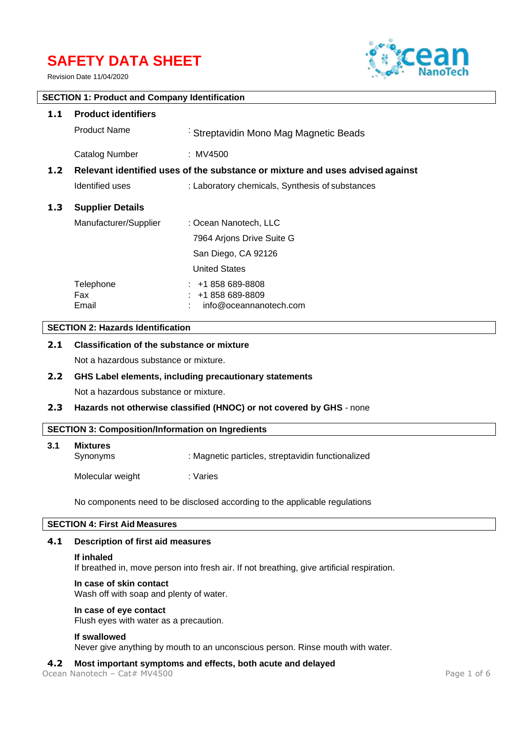# SAFETY DATA SHEET

Revision Date 11/04/2020

## SECTION 1: Product and Company Identification

### 1.1 Product identifiers

| | |
|---|---|
| Product Name | : Streptavidin Mono Mag Magnetic Beads |
| Catalog Number | : MV4500 |

### 1.2 Relevant identified uses of the substance or mixture and uses advised against

| | |
|---|---|
| Identified uses | : Laboratory chemicals, Synthesis of substances |

### 1.3 Supplier Details

| | |
|---|---|
| Manufacturer/Supplier | : Ocean Nanotech, LLC |
| | 7964 Arjons Drive Suite G |
| | San Diego, CA 92126 |
| | United States |
| Telephone | : +1 858 689-8808 |
| Fax | : +1 858 689-8809 |
| Email | : info@oceannanotech.com |

## SECTION 2: Hazards Identification

### 2.1 Classification of the substance or mixture

Not a hazardous substance or mixture.

### 2.2 GHS Label elements, including precautionary statements

Not a hazardous substance or mixture.

### 2.3 Hazards not otherwise classified (HNOC) or not covered by GHS - none

## SECTION 3: Composition/Information on Ingredients

### 3.1 Mixtures

| | |
|---|---|
| Synonyms | : Magnetic particles, streptavidin functionalized |
| Molecular weight | : Varies |

No components need to be disclosed according to the applicable regulations

## SECTION 4: First Aid Measures

### 4.1 Description of first aid measures

**If inhaled**
If breathed in, move person into fresh air. If not breathing, give artificial respiration.

**In case of skin contact**
Wash off with soap and plenty of water.

**In case of eye contact**
Flush eyes with water as a precaution.

**If swallowed**
Never give anything by mouth to an unconscious person. Rinse mouth with water.

### 4.2 Most important symptoms and effects, both acute and delayed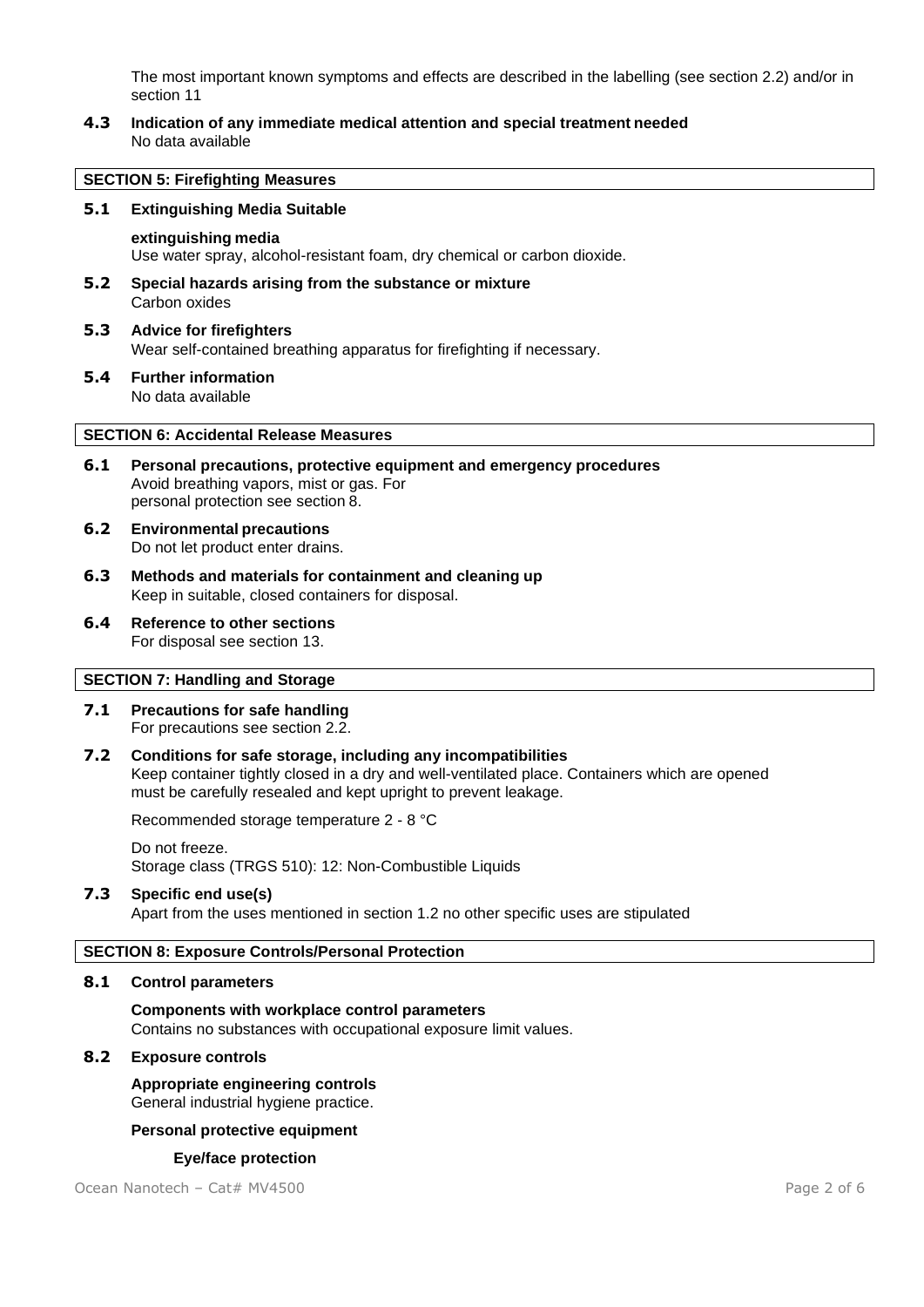The most important known symptoms and effects are described in the labelling (see section 2.2) and/or in section 11

**4.3 Indication of any immediate medical attention and special treatment needed**
No data available

## SECTION 5: Firefighting Measures

**5.1 Extinguishing Media Suitable**

**extinguishing media**
Use water spray, alcohol-resistant foam, dry chemical or carbon dioxide.

**5.2 Special hazards arising from the substance or mixture**
Carbon oxides

**5.3 Advice for firefighters**
Wear self-contained breathing apparatus for firefighting if necessary.

**5.4 Further information**
No data available

## SECTION 6: Accidental Release Measures

**6.1 Personal precautions, protective equipment and emergency procedures**
Avoid breathing vapors, mist or gas. For personal protection see section 8.

**6.2 Environmental precautions**
Do not let product enter drains.

**6.3 Methods and materials for containment and cleaning up**
Keep in suitable, closed containers for disposal.

**6.4 Reference to other sections**
For disposal see section 13.

## SECTION 7: Handling and Storage

**7.1 Precautions for safe handling**
For precautions see section 2.2.

**7.2 Conditions for safe storage, including any incompatibilities**
Keep container tightly closed in a dry and well-ventilated place. Containers which are opened must be carefully resealed and kept upright to prevent leakage.

Recommended storage temperature 2 - 8 °C

Do not freeze.
Storage class (TRGS 510): 12: Non-Combustible Liquids

**7.3 Specific end use(s)**
Apart from the uses mentioned in section 1.2 no other specific uses are stipulated

## SECTION 8: Exposure Controls/Personal Protection

**8.1 Control parameters**

**Components with workplace control parameters**
Contains no substances with occupational exposure limit values.

**8.2 Exposure controls**

**Appropriate engineering controls**
General industrial hygiene practice.

**Personal protective equipment**

**Eye/face protection**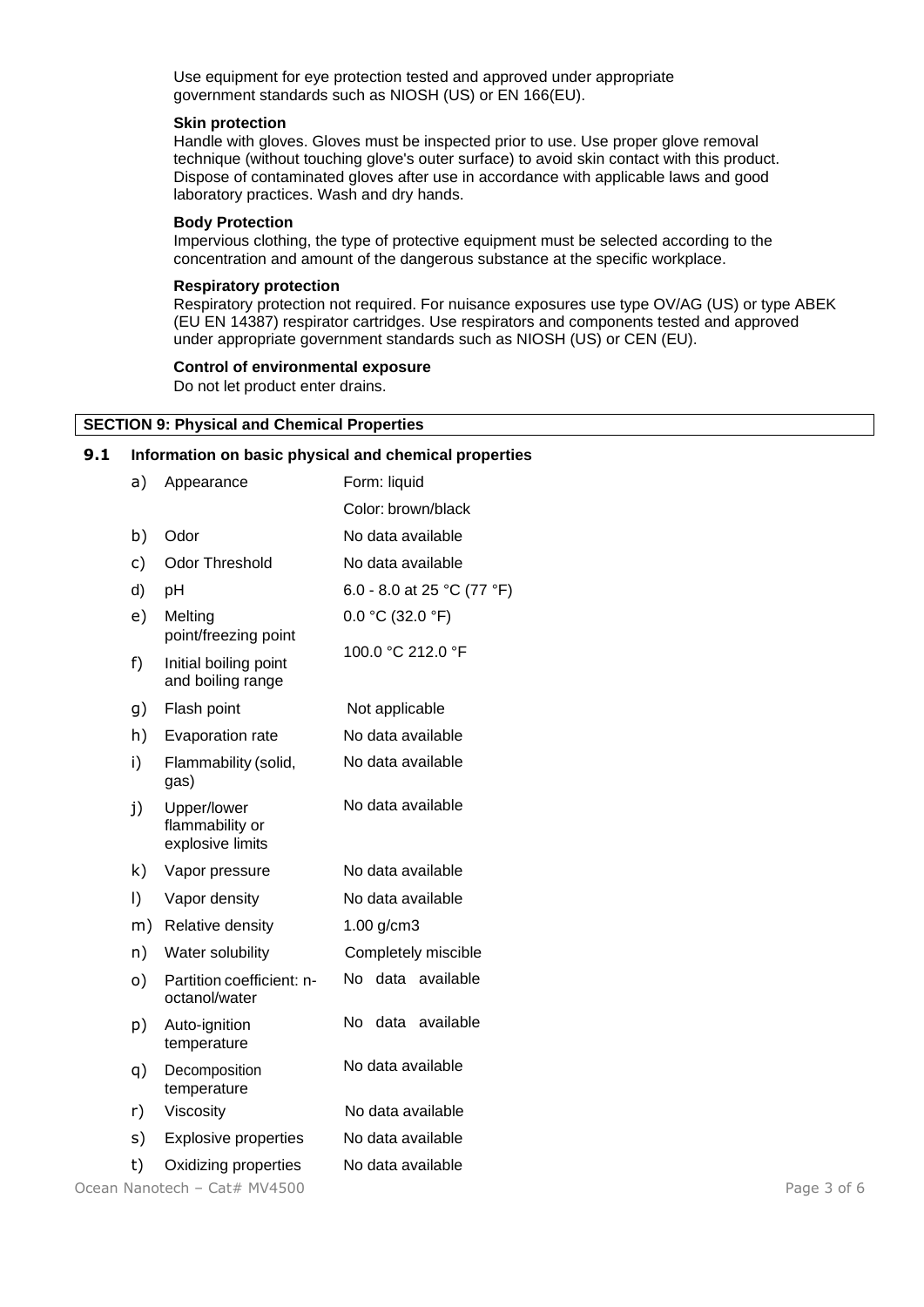Use equipment for eye protection tested and approved under appropriate government standards such as NIOSH (US) or EN 166(EU).

**Skin protection**

Handle with gloves. Gloves must be inspected prior to use. Use proper glove removal technique (without touching glove's outer surface) to avoid skin contact with this product. Dispose of contaminated gloves after use in accordance with applicable laws and good laboratory practices. Wash and dry hands.

**Body Protection**

Impervious clothing, the type of protective equipment must be selected according to the concentration and amount of the dangerous substance at the specific workplace.

**Respiratory protection**

Respiratory protection not required. For nuisance exposures use type OV/AG (US) or type ABEK (EU EN 14387) respirator cartridges. Use respirators and components tested and approved under appropriate government standards such as NIOSH (US) or CEN (EU).

**Control of environmental exposure**

Do not let product enter drains.

## SECTION 9: Physical and Chemical Properties

### 9.1 Information on basic physical and chemical properties

| | | |
|---|---|---|
| a) | Appearance | Form: liquid<br>Color: brown/black |
| b) | Odor | No data available |
| c) | Odor Threshold | No data available |
| d) | pH | 6.0 - 8.0 at 25 °C (77 °F) |
| e) | Melting point/freezing point | 0.0 °C (32.0 °F) |
| f) | Initial boiling point and boiling range | 100.0 °C 212.0 °F |
| g) | Flash point | Not applicable |
| h) | Evaporation rate | No data available |
| i) | Flammability (solid, gas) | No data available |
| j) | Upper/lower flammability or explosive limits | No data available |
| k) | Vapor pressure | No data available |
| l) | Vapor density | No data available |
| m) | Relative density | 1.00 g/cm3 |
| n) | Water solubility | Completely miscible |
| o) | Partition coefficient: n-octanol/water | No data available |
| p) | Auto-ignition temperature | No data available |
| q) | Decomposition temperature | No data available |
| r) | Viscosity | No data available |
| s) | Explosive properties | No data available |
| t) | Oxidizing properties | No data available |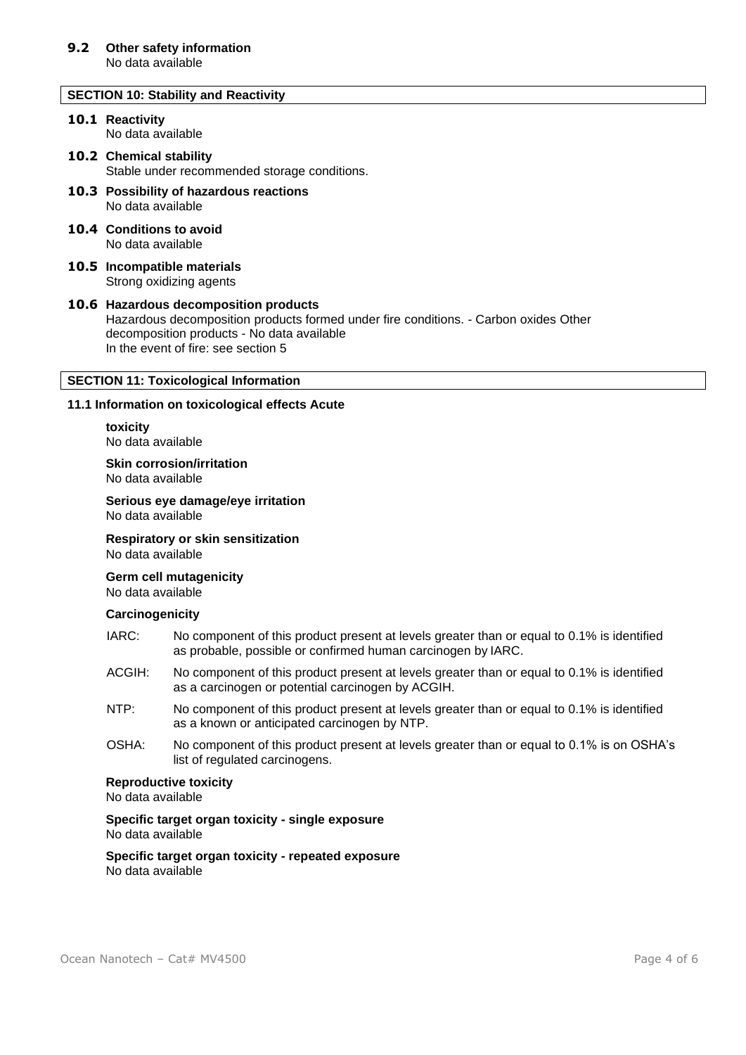### 9.2 Other safety information

No data available

## SECTION 10: Stability and Reactivity

### 10.1 Reactivity

No data available

### 10.2 Chemical stability

Stable under recommended storage conditions.

### 10.3 Possibility of hazardous reactions

No data available

### 10.4 Conditions to avoid

No data available

### 10.5 Incompatible materials

Strong oxidizing agents

### 10.6 Hazardous decomposition products

Hazardous decomposition products formed under fire conditions. - Carbon oxides Other decomposition products - No data available
In the event of fire: see section 5

## SECTION 11: Toxicological Information

### 11.1 Information on toxicological effects Acute

**toxicity**
No data available

**Skin corrosion/irritation**
No data available

**Serious eye damage/eye irritation**
No data available

**Respiratory or skin sensitization**
No data available

**Germ cell mutagenicity**
No data available

**Carcinogenicity**

IARC: No component of this product present at levels greater than or equal to 0.1% is identified as probable, possible or confirmed human carcinogen by IARC.

ACGIH: No component of this product present at levels greater than or equal to 0.1% is identified as a carcinogen or potential carcinogen by ACGIH.

NTP: No component of this product present at levels greater than or equal to 0.1% is identified as a known or anticipated carcinogen by NTP.

OSHA: No component of this product present at levels greater than or equal to 0.1% is on OSHA's list of regulated carcinogens.

**Reproductive toxicity**
No data available

**Specific target organ toxicity - single exposure**
No data available

**Specific target organ toxicity - repeated exposure**
No data available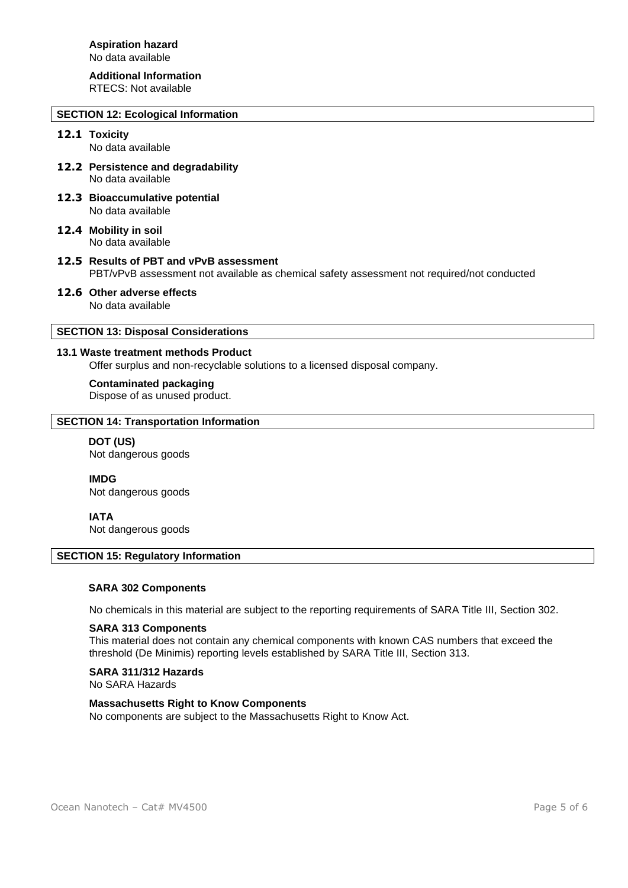**Aspiration hazard**
No data available

**Additional Information**
RTECS: Not available

## SECTION 12: Ecological Information

### 12.1 Toxicity
No data available

### 12.2 Persistence and degradability
No data available

### 12.3 Bioaccumulative potential
No data available

### 12.4 Mobility in soil
No data available

### 12.5 Results of PBT and vPvB assessment
PBT/vPvB assessment not available as chemical safety assessment not required/not conducted

### 12.6 Other adverse effects
No data available

## SECTION 13: Disposal Considerations

### 13.1 Waste treatment methods Product
Offer surplus and non-recyclable solutions to a licensed disposal company.

**Contaminated packaging**
Dispose of as unused product.

## SECTION 14: Transportation Information

**DOT (US)**
Not dangerous goods

**IMDG**
Not dangerous goods

**IATA**
Not dangerous goods

## SECTION 15: Regulatory Information

**SARA 302 Components**

No chemicals in this material are subject to the reporting requirements of SARA Title III, Section 302.

**SARA 313 Components**
This material does not contain any chemical components with known CAS numbers that exceed the threshold (De Minimis) reporting levels established by SARA Title III, Section 313.

**SARA 311/312 Hazards**
No SARA Hazards

**Massachusetts Right to Know Components**
No components are subject to the Massachusetts Right to Know Act.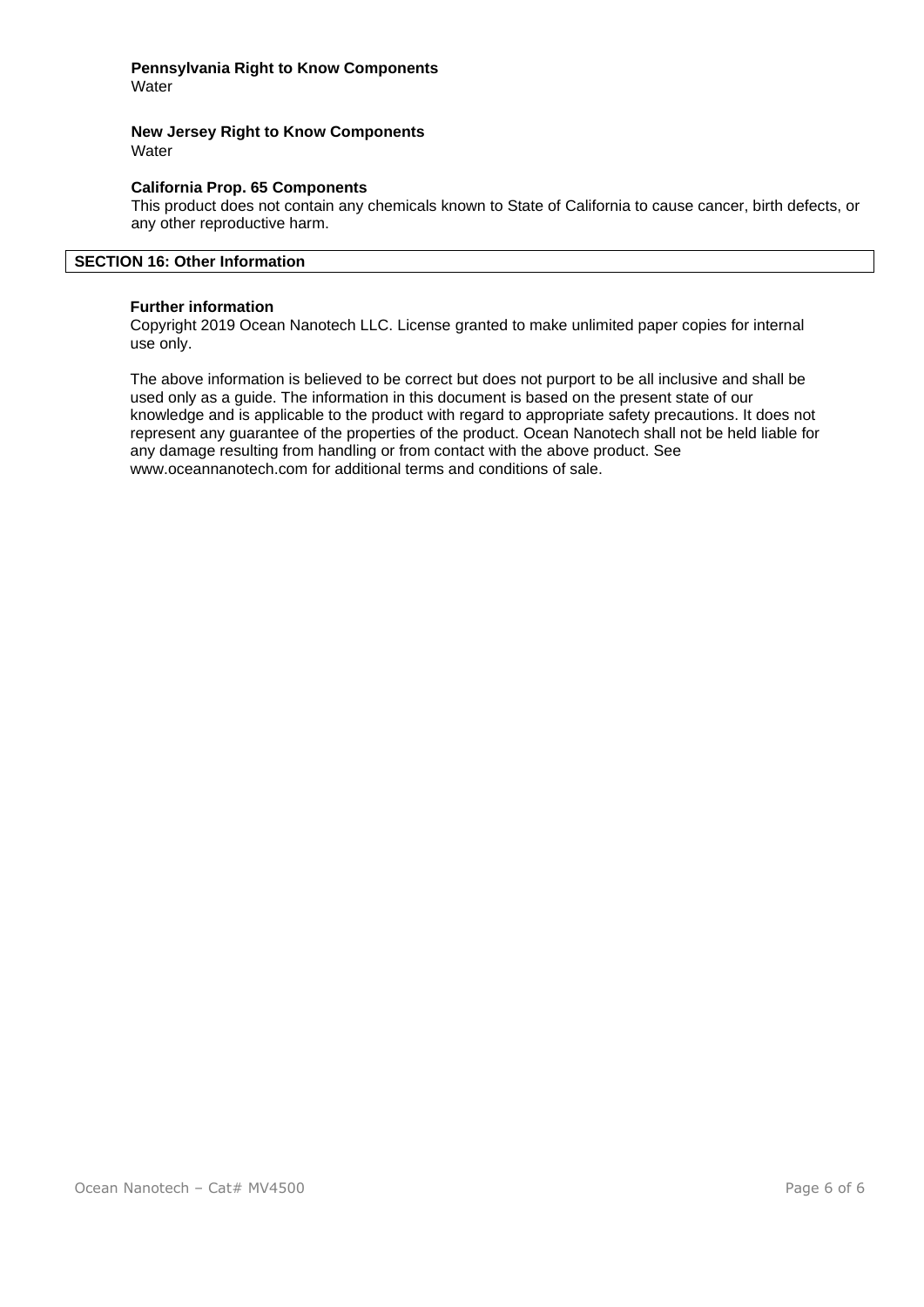**Pennsylvania Right to Know Components**

Water

**New Jersey Right to Know Components**

Water

**California Prop. 65 Components**

This product does not contain any chemicals known to State of California to cause cancer, birth defects, or any other reproductive harm.

## SECTION 16: Other Information

**Further information**

Copyright 2019 Ocean Nanotech LLC. License granted to make unlimited paper copies for internal use only.

The above information is believed to be correct but does not purport to be all inclusive and shall be used only as a guide. The information in this document is based on the present state of our knowledge and is applicable to the product with regard to appropriate safety precautions. It does not represent any guarantee of the properties of the product. Ocean Nanotech shall not be held liable for any damage resulting from handling or from contact with the above product. See www.oceannanotech.com for additional terms and conditions of sale.